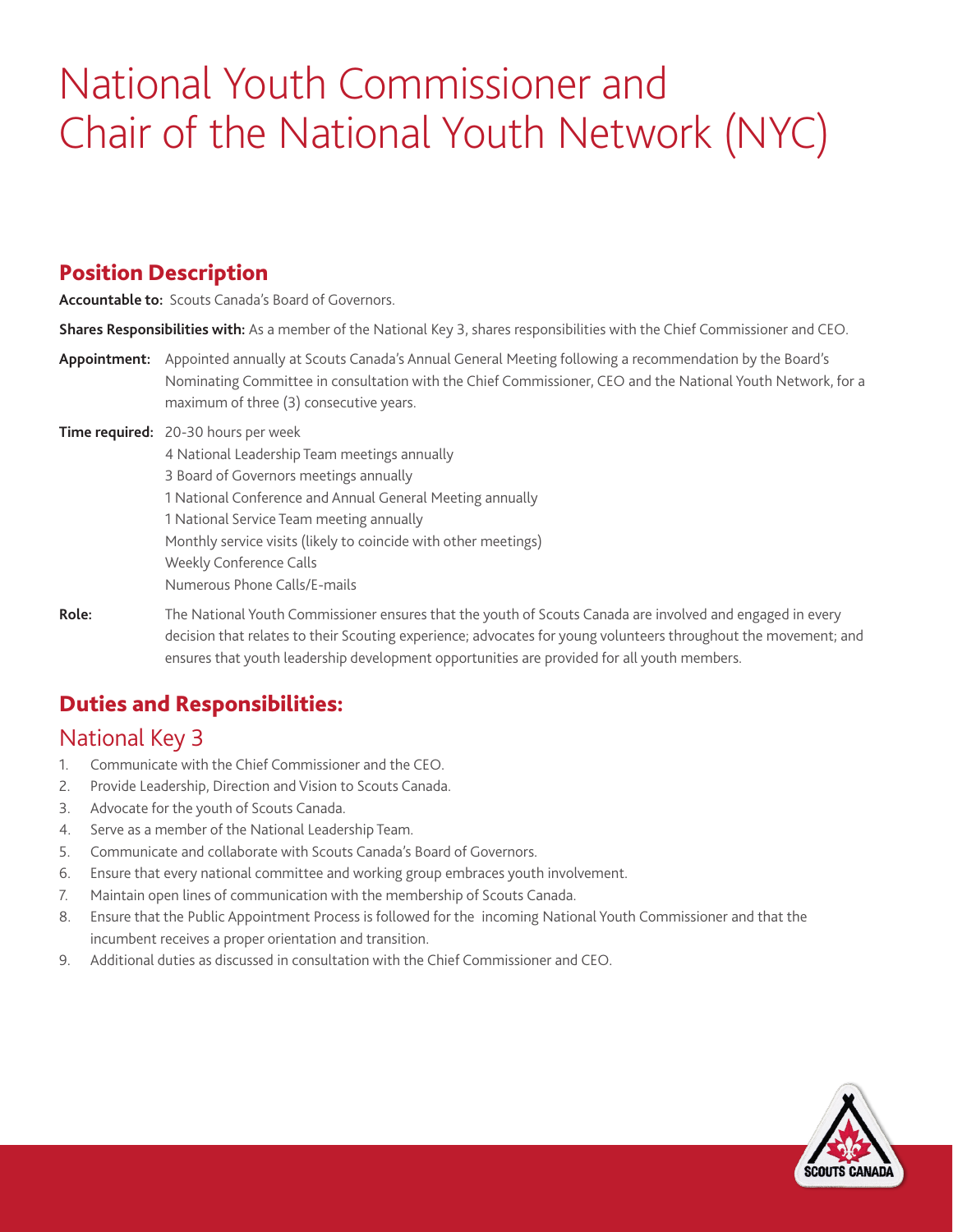# National Youth Commissioner and Chair of the National Youth Network (NYC)

## Position Description

**Accountable to:** Scouts Canada's Board of Governors.

**Shares Responsibilities with:** As a member of the National Key 3, shares responsibilities with the Chief Commissioner and CEO.

**Appointment:** Appointed annually at Scouts Canada's Annual General Meeting following a recommendation by the Board's Nominating Committee in consultation with the Chief Commissioner, CEO and the National Youth Network, for a maximum of three (3) consecutive years.

**Time required:** 20-30 hours per week
4 National Leadership Team meetings annually
3 Board of Governors meetings annually
1 National Conference and Annual General Meeting annually
1 National Service Team meeting annually
Monthly service visits (likely to coincide with other meetings)
Weekly Conference Calls
Numerous Phone Calls/E-mails

**Role:** The National Youth Commissioner ensures that the youth of Scouts Canada are involved and engaged in every decision that relates to their Scouting experience; advocates for young volunteers throughout the movement; and ensures that youth leadership development opportunities are provided for all youth members.

## Duties and Responsibilities:

### National Key 3

1. Communicate with the Chief Commissioner and the CEO.
2. Provide Leadership, Direction and Vision to Scouts Canada.
3. Advocate for the youth of Scouts Canada.
4. Serve as a member of the National Leadership Team.
5. Communicate and collaborate with Scouts Canada's Board of Governors.
6. Ensure that every national committee and working group embraces youth involvement.
7. Maintain open lines of communication with the membership of Scouts Canada.
8. Ensure that the Public Appointment Process is followed for the incoming National Youth Commissioner and that the incumbent receives a proper orientation and transition.
9. Additional duties as discussed in consultation with the Chief Commissioner and CEO.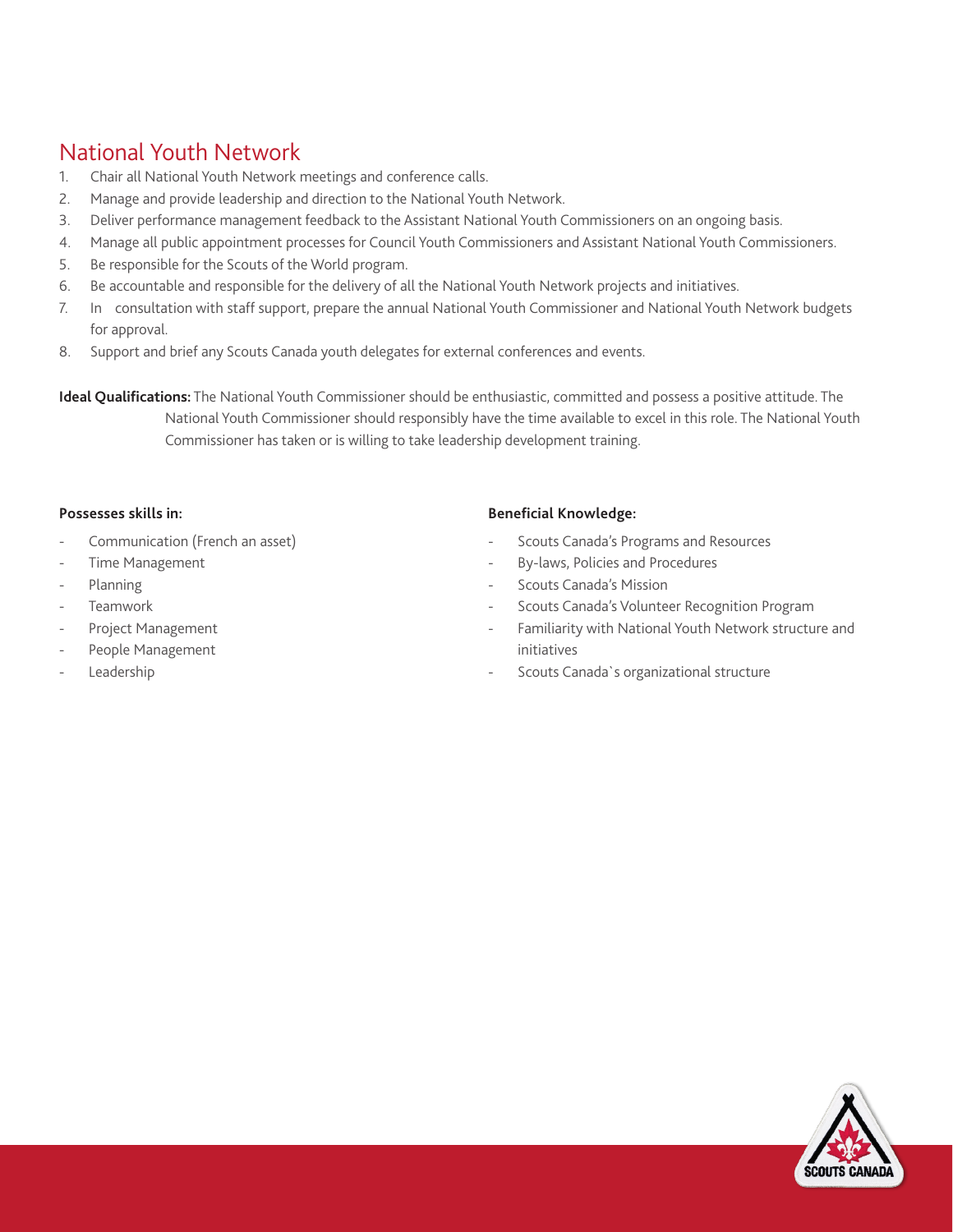## National Youth Network

1. Chair all National Youth Network meetings and conference calls.
2. Manage and provide leadership and direction to the National Youth Network.
3. Deliver performance management feedback to the Assistant National Youth Commissioners on an ongoing basis.
4. Manage all public appointment processes for Council Youth Commissioners and Assistant National Youth Commissioners.
5. Be responsible for the Scouts of the World program.
6. Be accountable and responsible for the delivery of all the National Youth Network projects and initiatives.
7. In consultation with staff support, prepare the annual National Youth Commissioner and National Youth Network budgets for approval.
8. Support and brief any Scouts Canada youth delegates for external conferences and events.

**Ideal Qualifications:** The National Youth Commissioner should be enthusiastic, committed and possess a positive attitude. The National Youth Commissioner should responsibly have the time available to excel in this role. The National Youth Commissioner has taken or is willing to take leadership development training.

**Possesses skills in:**

- Communication (French an asset)
- Time Management
- Planning
- Teamwork
- Project Management
- People Management
- Leadership

**Beneficial Knowledge:**

- Scouts Canada's Programs and Resources
- By-laws, Policies and Procedures
- Scouts Canada's Mission
- Scouts Canada's Volunteer Recognition Program
- Familiarity with National Youth Network structure and initiatives
- Scouts Canada`s organizational structure